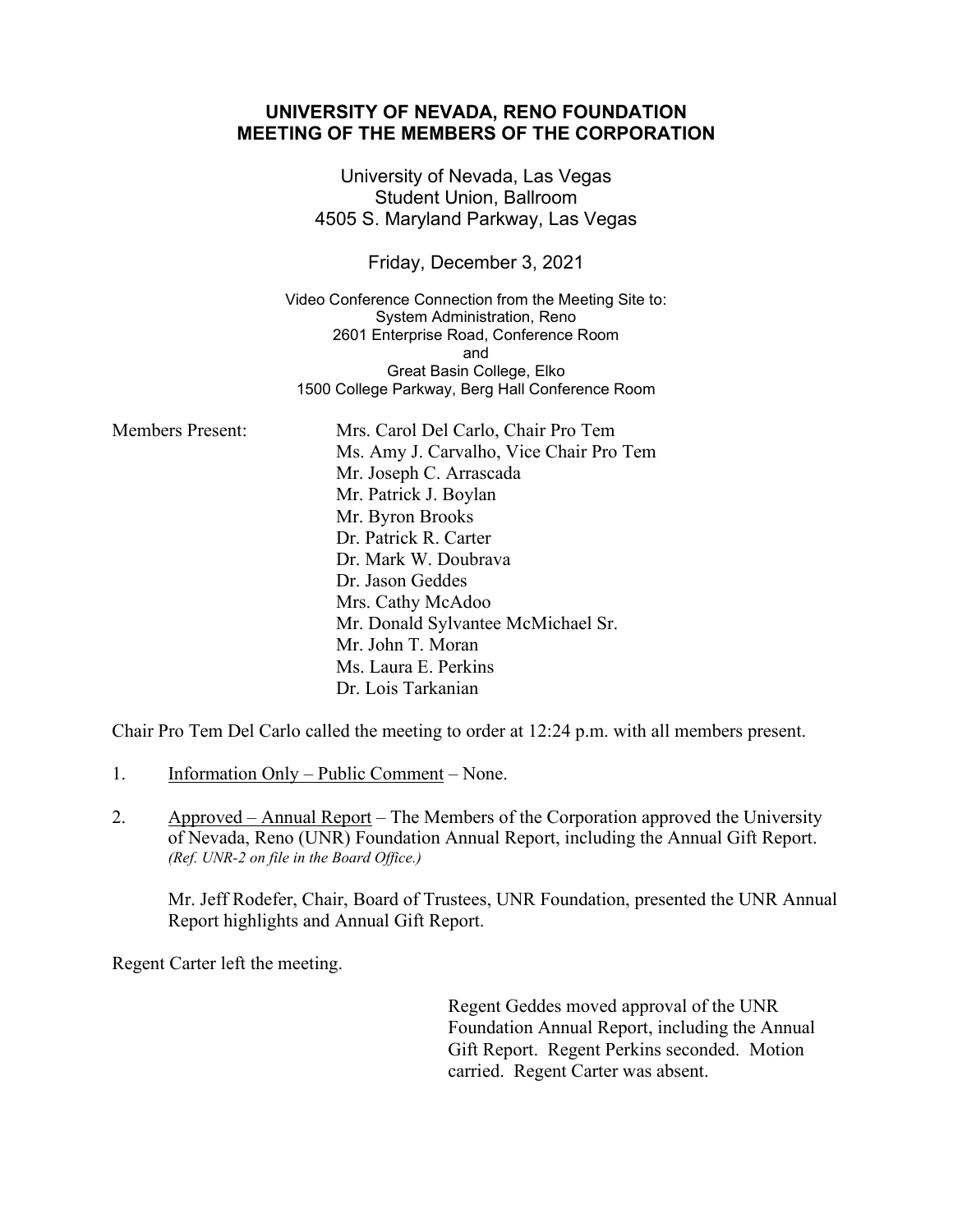# UNIVERSITY OF NEVADA, RENO FOUNDATION
# MEETING OF THE MEMBERS OF THE CORPORATION

University of Nevada, Las Vegas
Student Union, Ballroom
4505 S. Maryland Parkway, Las Vegas

Friday, December 3, 2021

Video Conference Connection from the Meeting Site to:
System Administration, Reno
2601 Enterprise Road, Conference Room
and
Great Basin College, Elko
1500 College Parkway, Berg Hall Conference Room

Members Present:
- Mrs. Carol Del Carlo, Chair Pro Tem
- Ms. Amy J. Carvalho, Vice Chair Pro Tem
- Mr. Joseph C. Arrascada
- Mr. Patrick J. Boylan
- Mr. Byron Brooks
- Dr. Patrick R. Carter
- Dr. Mark W. Doubrava
- Dr. Jason Geddes
- Mrs. Cathy McAdoo
- Mr. Donald Sylvantee McMichael Sr.
- Mr. John T. Moran
- Ms. Laura E. Perkins
- Dr. Lois Tarkanian

Chair Pro Tem Del Carlo called the meeting to order at 12:24 p.m. with all members present.

1. Information Only – Public Comment – None.

2. Approved – Annual Report – The Members of the Corporation approved the University of Nevada, Reno (UNR) Foundation Annual Report, including the Annual Gift Report. *(Ref. UNR-2 on file in the Board Office.)*

   Mr. Jeff Rodefer, Chair, Board of Trustees, UNR Foundation, presented the UNR Annual Report highlights and Annual Gift Report.

Regent Carter left the meeting.

Regent Geddes moved approval of the UNR Foundation Annual Report, including the Annual Gift Report. Regent Perkins seconded. Motion carried. Regent Carter was absent.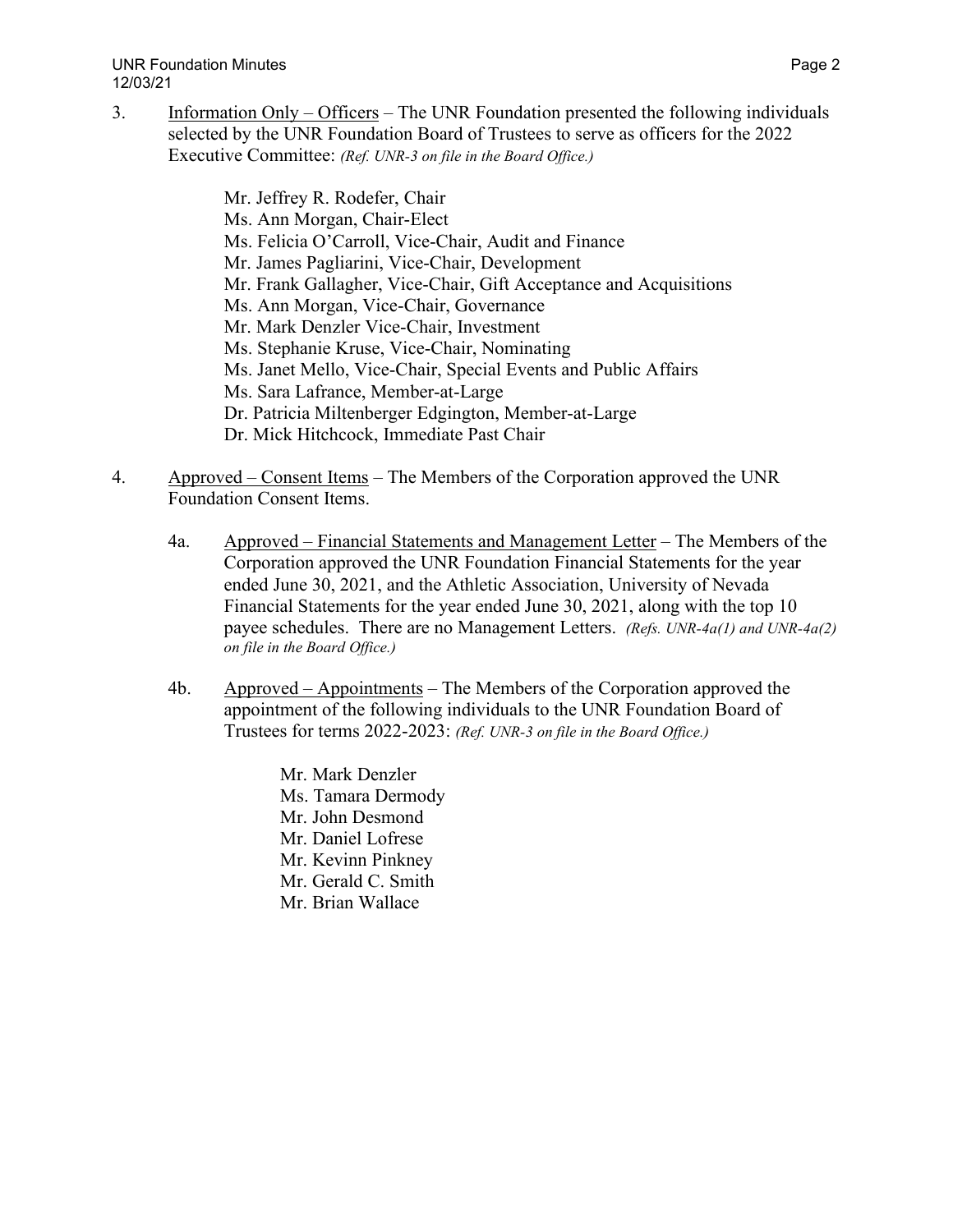3. <u>Information Only – Officers</u> – The UNR Foundation presented the following individuals selected by the UNR Foundation Board of Trustees to serve as officers for the 2022 Executive Committee: *(Ref. UNR-3 on file in the Board Office.)*

   Mr. Jeffrey R. Rodefer, Chair
   Ms. Ann Morgan, Chair-Elect
   Ms. Felicia O'Carroll, Vice-Chair, Audit and Finance
   Mr. James Pagliarini, Vice-Chair, Development
   Mr. Frank Gallagher, Vice-Chair, Gift Acceptance and Acquisitions
   Ms. Ann Morgan, Vice-Chair, Governance
   Mr. Mark Denzler Vice-Chair, Investment
   Ms. Stephanie Kruse, Vice-Chair, Nominating
   Ms. Janet Mello, Vice-Chair, Special Events and Public Affairs
   Ms. Sara Lafrance, Member-at-Large
   Dr. Patricia Miltenberger Edgington, Member-at-Large
   Dr. Mick Hitchcock, Immediate Past Chair

4. <u>Approved – Consent Items</u> – The Members of the Corporation approved the UNR Foundation Consent Items.

   4a. <u>Approved – Financial Statements and Management Letter</u> – The Members of the Corporation approved the UNR Foundation Financial Statements for the year ended June 30, 2021, and the Athletic Association, University of Nevada Financial Statements for the year ended June 30, 2021, along with the top 10 payee schedules. There are no Management Letters. *(Refs. UNR-4a(1) and UNR-4a(2) on file in the Board Office.)*

   4b. <u>Approved – Appointments</u> – The Members of the Corporation approved the appointment of the following individuals to the UNR Foundation Board of Trustees for terms 2022-2023: *(Ref. UNR-3 on file in the Board Office.)*

      Mr. Mark Denzler
      Ms. Tamara Dermody
      Mr. John Desmond
      Mr. Daniel Lofrese
      Mr. Kevinn Pinkney
      Mr. Gerald C. Smith
      Mr. Brian Wallace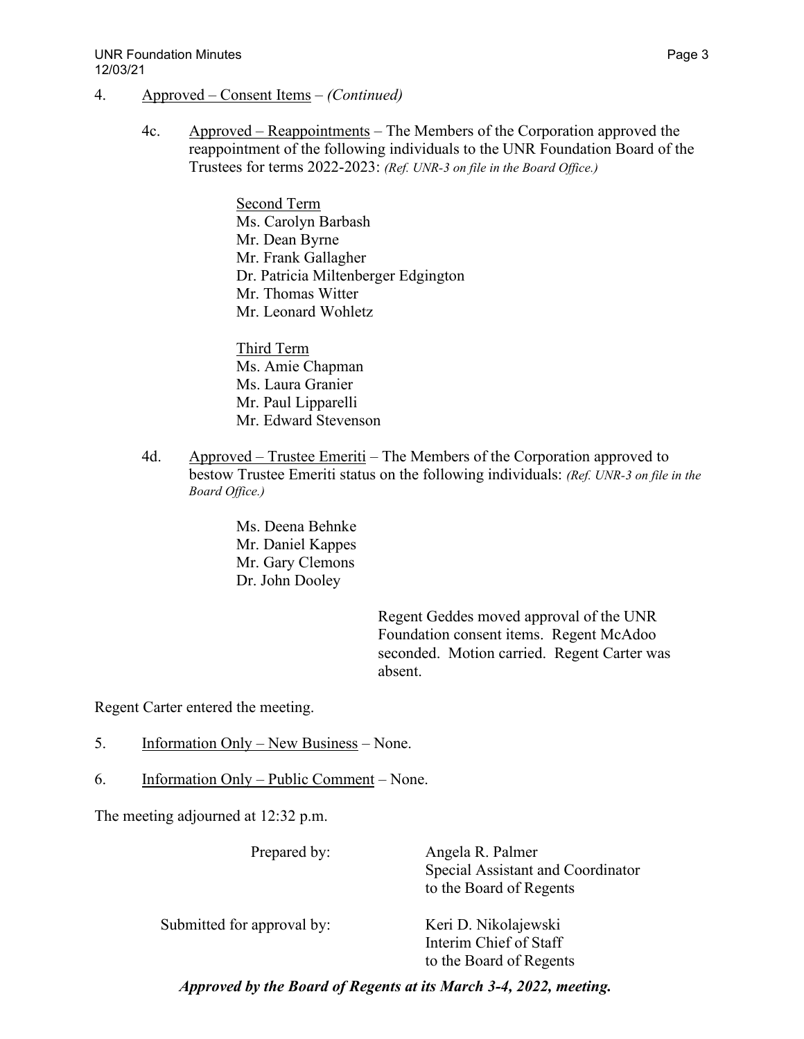4. Approved – Consent Items – *(Continued)*

4c. Approved – Reappointments – The Members of the Corporation approved the reappointment of the following individuals to the UNR Foundation Board of the Trustees for terms 2022-2023: *(Ref. UNR-3 on file in the Board Office.)*

Second Term
Ms. Carolyn Barbash
Mr. Dean Byrne
Mr. Frank Gallagher
Dr. Patricia Miltenberger Edgington
Mr. Thomas Witter
Mr. Leonard Wohletz

Third Term
Ms. Amie Chapman
Ms. Laura Granier
Mr. Paul Lipparelli
Mr. Edward Stevenson

4d. Approved – Trustee Emeriti – The Members of the Corporation approved to bestow Trustee Emeriti status on the following individuals: *(Ref. UNR-3 on file in the Board Office.)*

Ms. Deena Behnke
Mr. Daniel Kappes
Mr. Gary Clemons
Dr. John Dooley

Regent Geddes moved approval of the UNR Foundation consent items. Regent McAdoo seconded. Motion carried. Regent Carter was absent.

Regent Carter entered the meeting.

5. Information Only – New Business – None.

6. Information Only – Public Comment – None.

The meeting adjourned at 12:32 p.m.

Prepared by: Angela R. Palmer
Special Assistant and Coordinator
to the Board of Regents

Submitted for approval by: Keri D. Nikolajewski
Interim Chief of Staff
to the Board of Regents

***Approved by the Board of Regents at its March 3-4, 2022, meeting.***